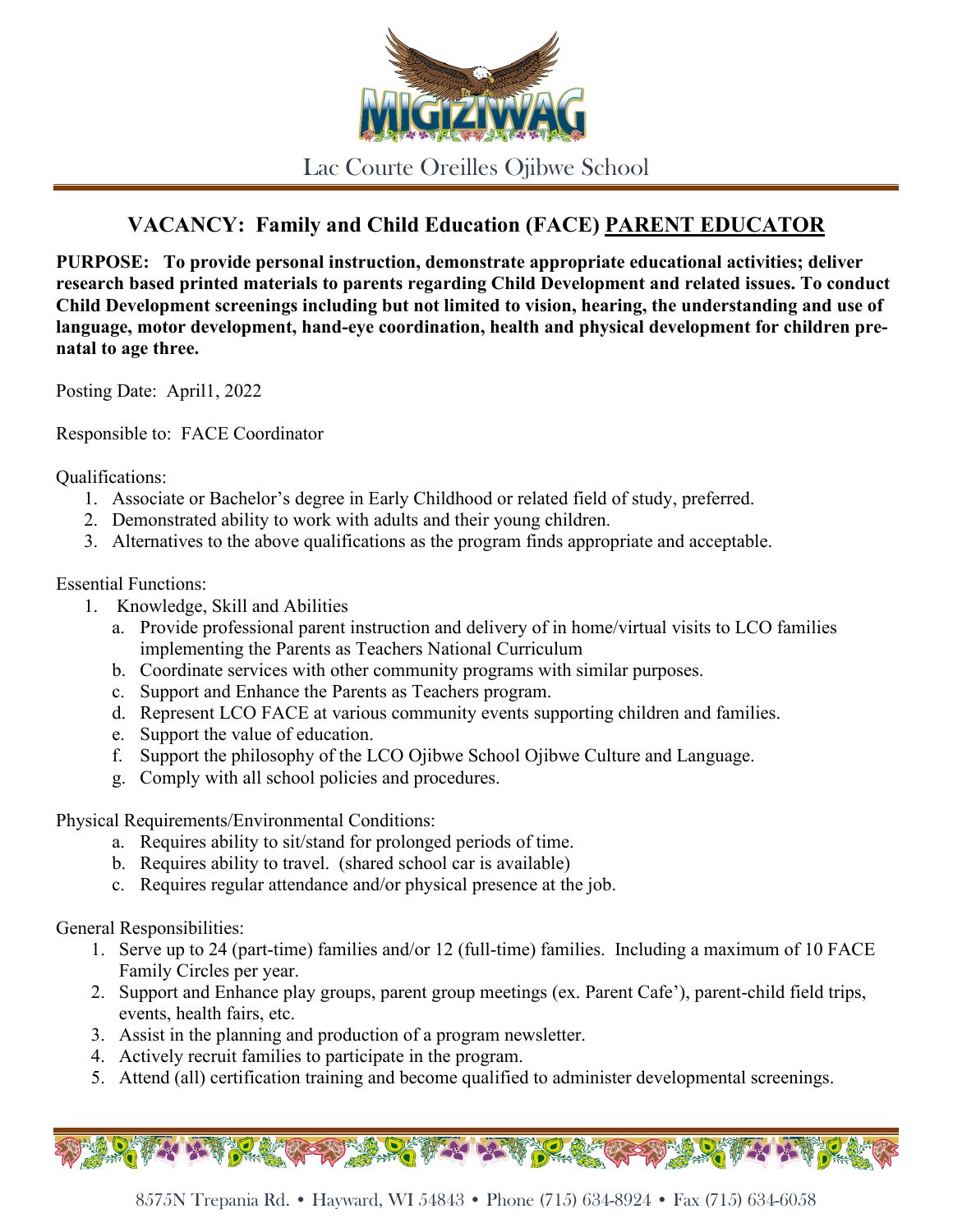MIGIZIWAG

Lac Courte Oreilles Ojibwe School

# VACANCY: Family and Child Education (FACE) PARENT EDUCATOR

**PURPOSE: To provide personal instruction, demonstrate appropriate educational activities; deliver research based printed materials to parents regarding Child Development and related issues. To conduct Child Development screenings including but not limited to vision, hearing, the understanding and use of language, motor development, hand-eye coordination, health and physical development for children pre-natal to age three.**

Posting Date: April1, 2022

Responsible to: FACE Coordinator

Qualifications:

1. Associate or Bachelor's degree in Early Childhood or related field of study, preferred.
2. Demonstrated ability to work with adults and their young children.
3. Alternatives to the above qualifications as the program finds appropriate and acceptable.

Essential Functions:

1. Knowledge, Skill and Abilities
   a. Provide professional parent instruction and delivery of in home/virtual visits to LCO families implementing the Parents as Teachers National Curriculum
   b. Coordinate services with other community programs with similar purposes.
   c. Support and Enhance the Parents as Teachers program.
   d. Represent LCO FACE at various community events supporting children and families.
   e. Support the value of education.
   f. Support the philosophy of the LCO Ojibwe School Ojibwe Culture and Language.
   g. Comply with all school policies and procedures.

Physical Requirements/Environmental Conditions:

a. Requires ability to sit/stand for prolonged periods of time.
b. Requires ability to travel. (shared school car is available)
c. Requires regular attendance and/or physical presence at the job.

General Responsibilities:

1. Serve up to 24 (part-time) families and/or 12 (full-time) families. Including a maximum of 10 FACE Family Circles per year.
2. Support and Enhance play groups, parent group meetings (ex. Parent Cafe'), parent-child field trips, events, health fairs, etc.
3. Assist in the planning and production of a program newsletter.
4. Actively recruit families to participate in the program.
5. Attend (all) certification training and become qualified to administer developmental screenings.

8575N Trepania Rd. • Hayward, WI 54843 • Phone (715) 634-8924 • Fax (715) 634-6058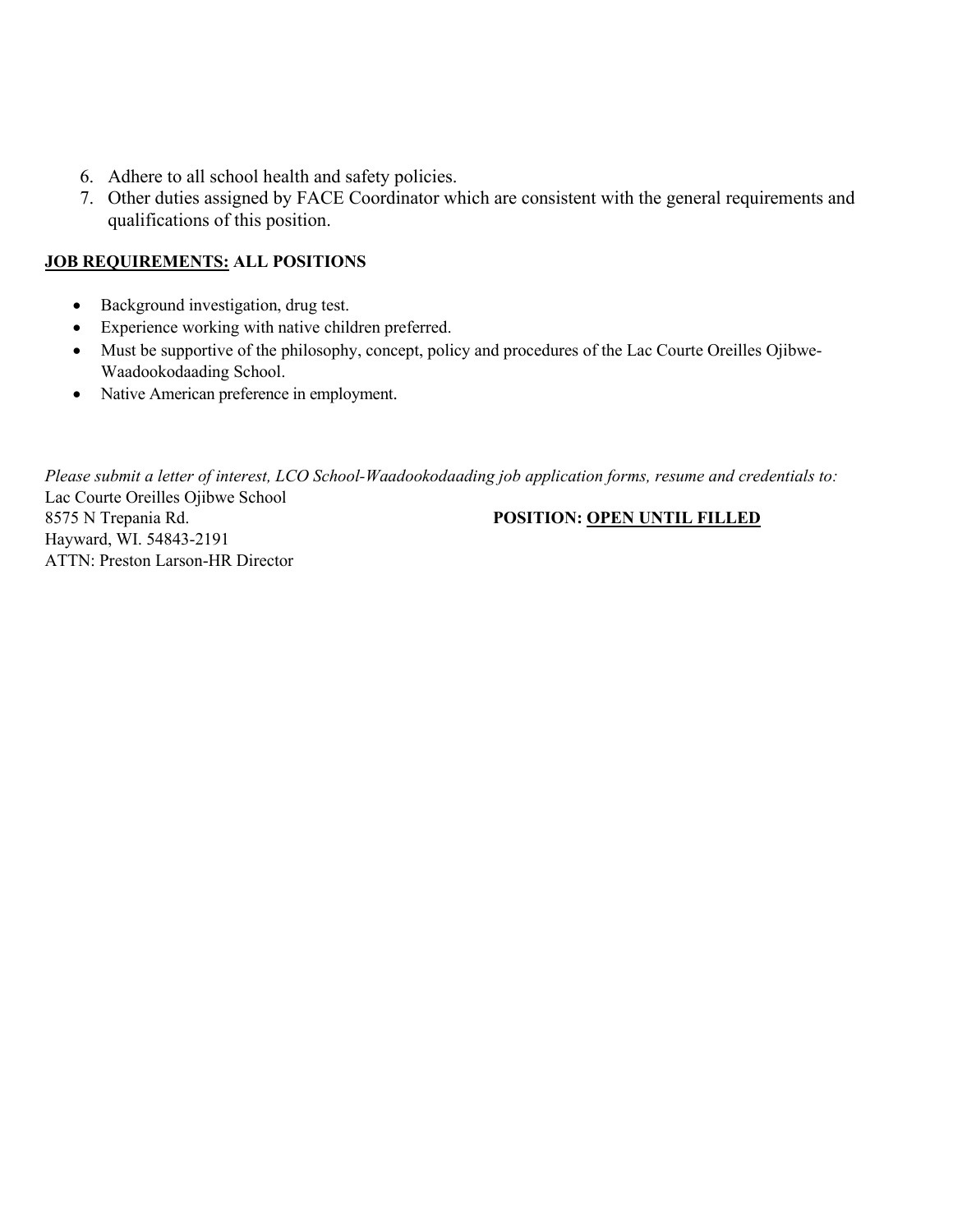6. Adhere to all school health and safety policies.
7. Other duties assigned by FACE Coordinator which are consistent with the general requirements and qualifications of this position.

**<u>JOB REQUIREMENTS:</u> ALL POSITIONS**

- Background investigation, drug test.
- Experience working with native children preferred.
- Must be supportive of the philosophy, concept, policy and procedures of the Lac Courte Oreilles Ojibwe-Waadookodaading School.
- Native American preference in employment.

*Please submit a letter of interest, LCO School-Waadookodaading job application forms, resume and credentials to:*

Lac Courte Oreilles Ojibwe School
8575 N Trepania Rd.
Hayward, WI. 54843-2191
ATTN: Preston Larson-HR Director

**POSITION: <u>OPEN UNTIL FILLED</u>**